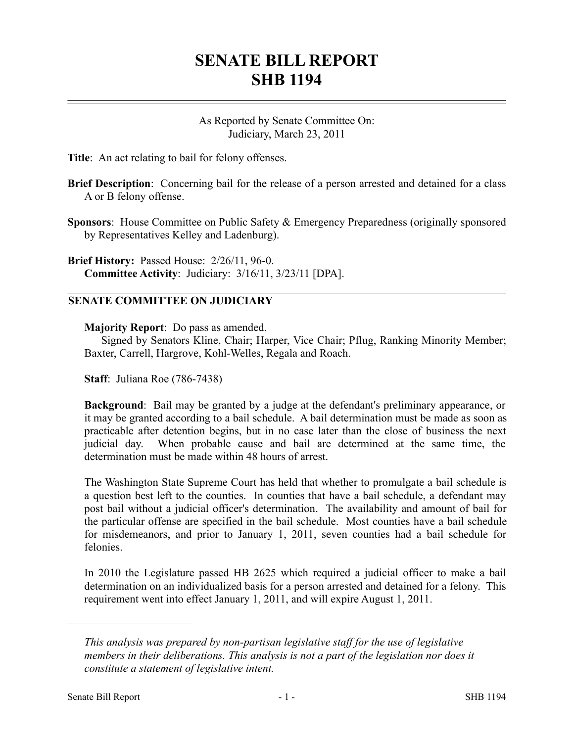# SENATE BILL REPORT
# SHB 1194

As Reported by Senate Committee On:
Judiciary, March 23, 2011

**Title**: An act relating to bail for felony offenses.

**Brief Description**: Concerning bail for the release of a person arrested and detained for a class A or B felony offense.

**Sponsors**: House Committee on Public Safety & Emergency Preparedness (originally sponsored by Representatives Kelley and Ladenburg).

**Brief History:** Passed House: 2/26/11, 96-0.
**Committee Activity**: Judiciary: 3/16/11, 3/23/11 [DPA].

## SENATE COMMITTEE ON JUDICIARY

**Majority Report**: Do pass as amended.
Signed by Senators Kline, Chair; Harper, Vice Chair; Pflug, Ranking Minority Member; Baxter, Carrell, Hargrove, Kohl-Welles, Regala and Roach.

**Staff**: Juliana Roe (786-7438)

**Background**: Bail may be granted by a judge at the defendant's preliminary appearance, or it may be granted according to a bail schedule. A bail determination must be made as soon as practicable after detention begins, but in no case later than the close of business the next judicial day. When probable cause and bail are determined at the same time, the determination must be made within 48 hours of arrest.

The Washington State Supreme Court has held that whether to promulgate a bail schedule is a question best left to the counties. In counties that have a bail schedule, a defendant may post bail without a judicial officer's determination. The availability and amount of bail for the particular offense are specified in the bail schedule. Most counties have a bail schedule for misdemeanors, and prior to January 1, 2011, seven counties had a bail schedule for felonies.

In 2010 the Legislature passed HB 2625 which required a judicial officer to make a bail determination on an individualized basis for a person arrested and detained for a felony. This requirement went into effect January 1, 2011, and will expire August 1, 2011.

---

*This analysis was prepared by non-partisan legislative staff for the use of legislative members in their deliberations. This analysis is not a part of the legislation nor does it constitute a statement of legislative intent.*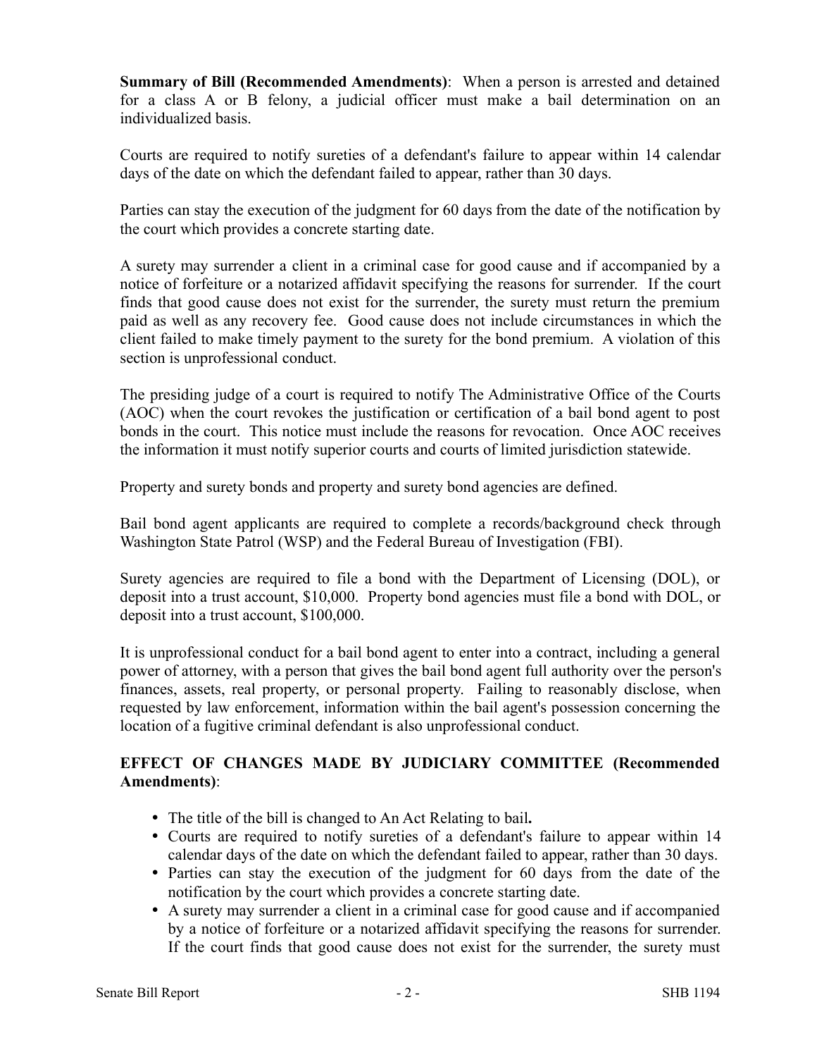**Summary of Bill (Recommended Amendments)**: When a person is arrested and detained for a class A or B felony, a judicial officer must make a bail determination on an individualized basis.

Courts are required to notify sureties of a defendant's failure to appear within 14 calendar days of the date on which the defendant failed to appear, rather than 30 days.

Parties can stay the execution of the judgment for 60 days from the date of the notification by the court which provides a concrete starting date.

A surety may surrender a client in a criminal case for good cause and if accompanied by a notice of forfeiture or a notarized affidavit specifying the reasons for surrender. If the court finds that good cause does not exist for the surrender, the surety must return the premium paid as well as any recovery fee. Good cause does not include circumstances in which the client failed to make timely payment to the surety for the bond premium. A violation of this section is unprofessional conduct.

The presiding judge of a court is required to notify The Administrative Office of the Courts (AOC) when the court revokes the justification or certification of a bail bond agent to post bonds in the court. This notice must include the reasons for revocation. Once AOC receives the information it must notify superior courts and courts of limited jurisdiction statewide.

Property and surety bonds and property and surety bond agencies are defined.

Bail bond agent applicants are required to complete a records/background check through Washington State Patrol (WSP) and the Federal Bureau of Investigation (FBI).

Surety agencies are required to file a bond with the Department of Licensing (DOL), or deposit into a trust account, $10,000. Property bond agencies must file a bond with DOL, or deposit into a trust account, $100,000.

It is unprofessional conduct for a bail bond agent to enter into a contract, including a general power of attorney, with a person that gives the bail bond agent full authority over the person's finances, assets, real property, or personal property. Failing to reasonably disclose, when requested by law enforcement, information within the bail agent's possession concerning the location of a fugitive criminal defendant is also unprofessional conduct.

**EFFECT OF CHANGES MADE BY JUDICIARY COMMITTEE (Recommended Amendments)**:

- The title of the bill is changed to An Act Relating to bail**.**
- Courts are required to notify sureties of a defendant's failure to appear within 14 calendar days of the date on which the defendant failed to appear, rather than 30 days.
- Parties can stay the execution of the judgment for 60 days from the date of the notification by the court which provides a concrete starting date.
- A surety may surrender a client in a criminal case for good cause and if accompanied by a notice of forfeiture or a notarized affidavit specifying the reasons for surrender. If the court finds that good cause does not exist for the surrender, the surety must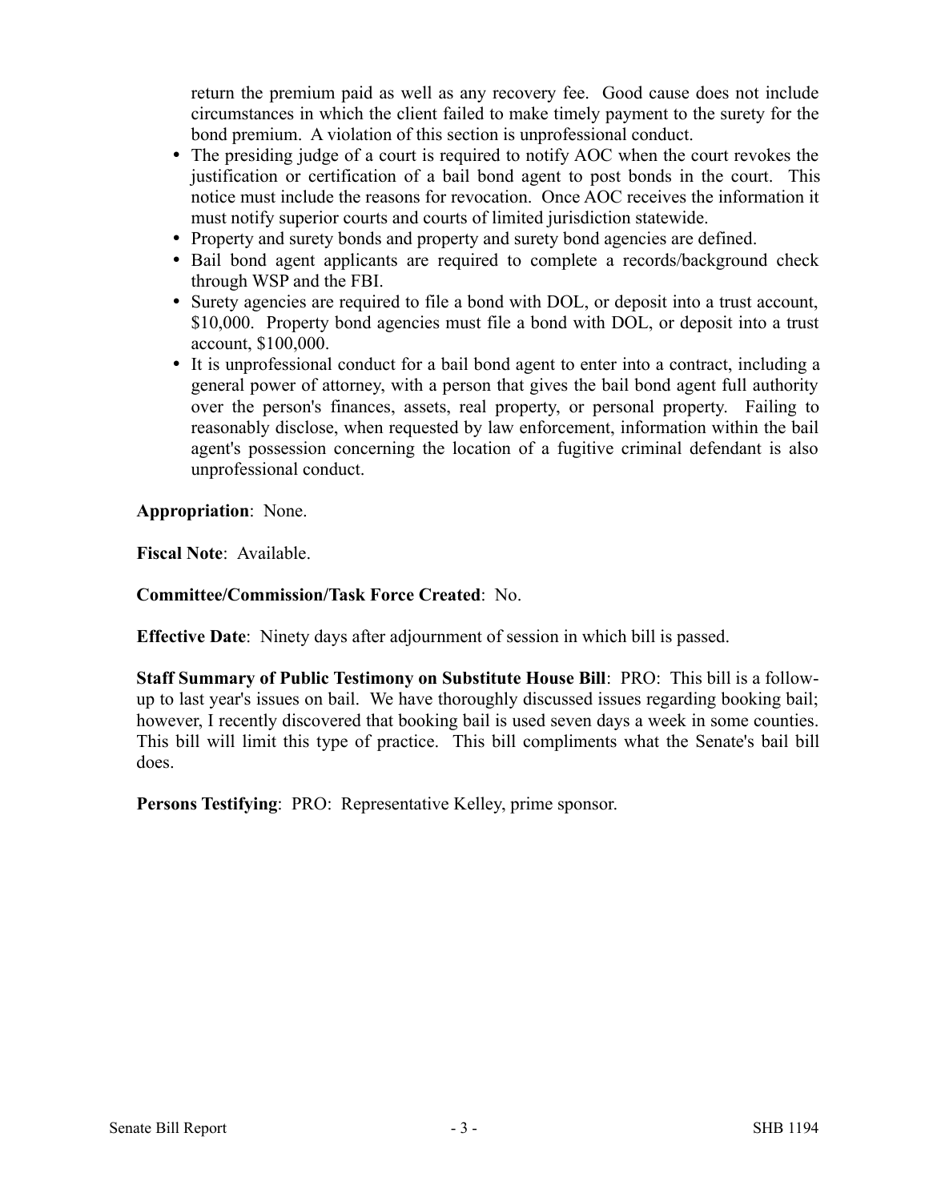return the premium paid as well as any recovery fee. Good cause does not include circumstances in which the client failed to make timely payment to the surety for the bond premium. A violation of this section is unprofessional conduct.

- The presiding judge of a court is required to notify AOC when the court revokes the justification or certification of a bail bond agent to post bonds in the court. This notice must include the reasons for revocation. Once AOC receives the information it must notify superior courts and courts of limited jurisdiction statewide.
- Property and surety bonds and property and surety bond agencies are defined.
- Bail bond agent applicants are required to complete a records/background check through WSP and the FBI.
- Surety agencies are required to file a bond with DOL, or deposit into a trust account, $10,000. Property bond agencies must file a bond with DOL, or deposit into a trust account, $100,000.
- It is unprofessional conduct for a bail bond agent to enter into a contract, including a general power of attorney, with a person that gives the bail bond agent full authority over the person's finances, assets, real property, or personal property. Failing to reasonably disclose, when requested by law enforcement, information within the bail agent's possession concerning the location of a fugitive criminal defendant is also unprofessional conduct.

**Appropriation**: None.

**Fiscal Note**: Available.

**Committee/Commission/Task Force Created**: No.

**Effective Date**: Ninety days after adjournment of session in which bill is passed.

**Staff Summary of Public Testimony on Substitute House Bill**: PRO: This bill is a follow-up to last year's issues on bail. We have thoroughly discussed issues regarding booking bail; however, I recently discovered that booking bail is used seven days a week in some counties. This bill will limit this type of practice. This bill compliments what the Senate's bail bill does.

**Persons Testifying**: PRO: Representative Kelley, prime sponsor.